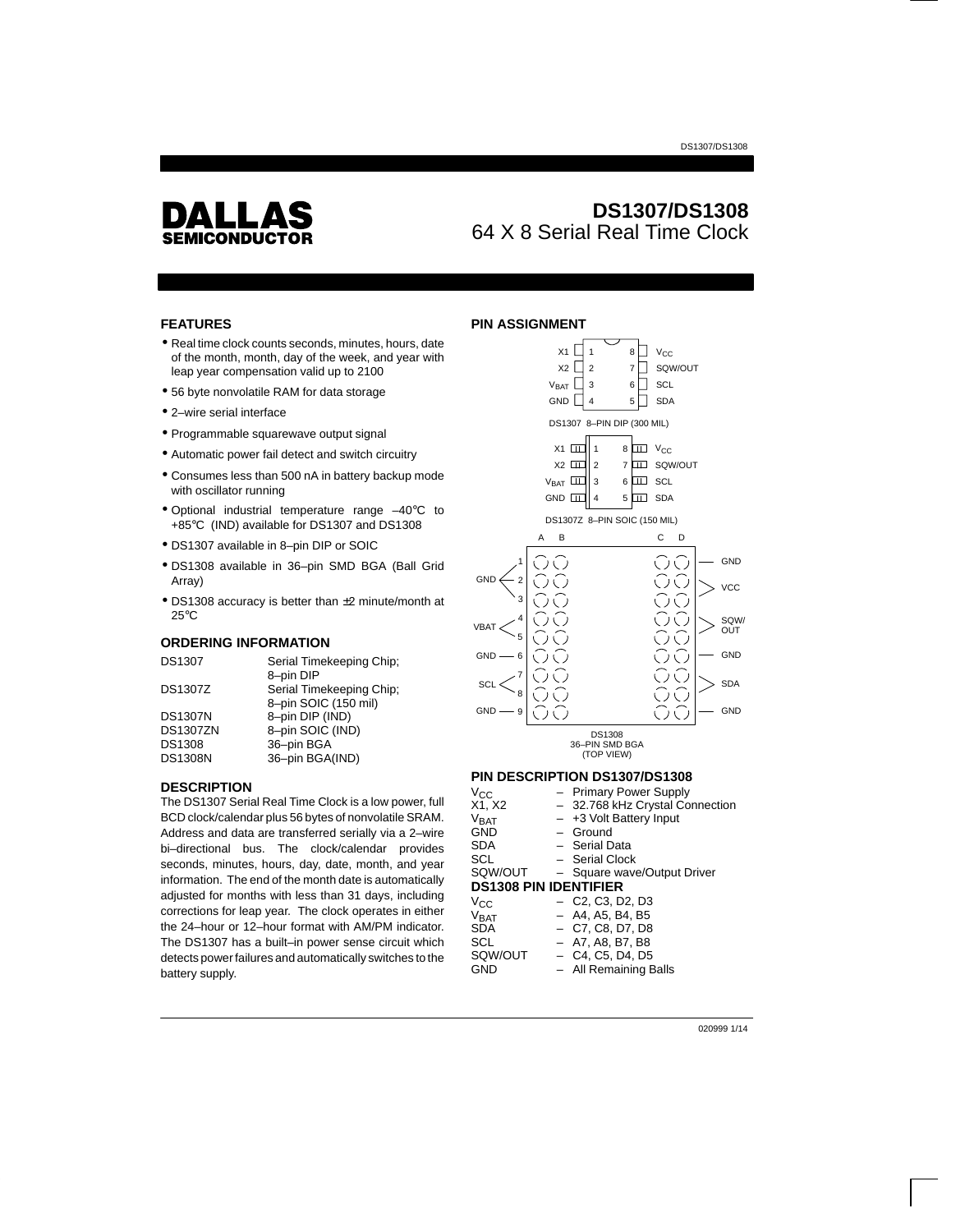# DALLAS SEMICONDUCTOR

# DS1307/DS1308
## 64 X 8 Serial Real Time Clock

## FEATURES

- Real time clock counts seconds, minutes, hours, date of the month, month, day of the week, and year with leap year compensation valid up to 2100
- 56 byte nonvolatile RAM for data storage
- 2–wire serial interface
- Programmable squarewave output signal
- Automatic power fail detect and switch circuitry
- Consumes less than 500 nA in battery backup mode with oscillator running
- Optional industrial temperature range –40°C to +85°C (IND) available for DS1307 and DS1308
- DS1307 available in 8–pin DIP or SOIC
- DS1308 available in 36–pin SMD BGA (Ball Grid Array)
- DS1308 accuracy is better than ±2 minute/month at 25°C

## ORDERING INFORMATION

| | |
|---|---|
| DS1307 | Serial Timekeeping Chip; 8–pin DIP |
| DS1307Z | Serial Timekeeping Chip; 8–pin SOIC (150 mil) |
| DS1307N | 8–pin DIP (IND) |
| DS1307ZN | 8–pin SOIC (IND) |
| DS1308 | 36–pin BGA |
| DS1308N | 36–pin BGA(IND) |

## DESCRIPTION

The DS1307 Serial Real Time Clock is a low power, full BCD clock/calendar plus 56 bytes of nonvolatile SRAM. Address and data are transferred serially via a 2–wire bi–directional bus. The clock/calendar provides seconds, minutes, hours, day, date, month, and year information. The end of the month date is automatically adjusted for months with less than 31 days, including corrections for leap year. The clock operates in either the 24–hour or 12–hour format with AM/PM indicator. The DS1307 has a built–in power sense circuit which detects power failures and automatically switches to the battery supply.

## PIN ASSIGNMENT

| Pin | Name | Pin | Name |
|---|---|---|---|
| 1 | X1 | 8 | $V_{CC}$ |
| 2 | X2 | 7 | SQW/OUT |
| 3 | $V_{BAT}$ | 6 | SCL |
| 4 | GND | 5 | SDA |

DS1307 8–PIN DIP (300 MIL)

DS1307Z 8–PIN SOIC (150 MIL)

DS1308 36–PIN SMD BGA (TOP VIEW)

## PIN DESCRIPTION DS1307/DS1308

| | |
|---|---|
| $V_{CC}$ | – Primary Power Supply |
| X1, X2 | – 32.768 kHz Crystal Connection |
| $V_{BAT}$ | – +3 Volt Battery Input |
| GND | – Ground |
| SDA | – Serial Data |
| SCL | – Serial Clock |
| SQW/OUT | – Square wave/Output Driver |

## DS1308 PIN IDENTIFIER

| | |
|---|---|
| $V_{CC}$ | – C2, C3, D2, D3 |
| $V_{BAT}$ | – A4, A5, B4, B5 |
| SDA | – C7, C8, D7, D8 |
| SCL | – A7, A8, B7, B8 |
| SQW/OUT | – C4, C5, D4, D5 |
| GND | – All Remaining Balls |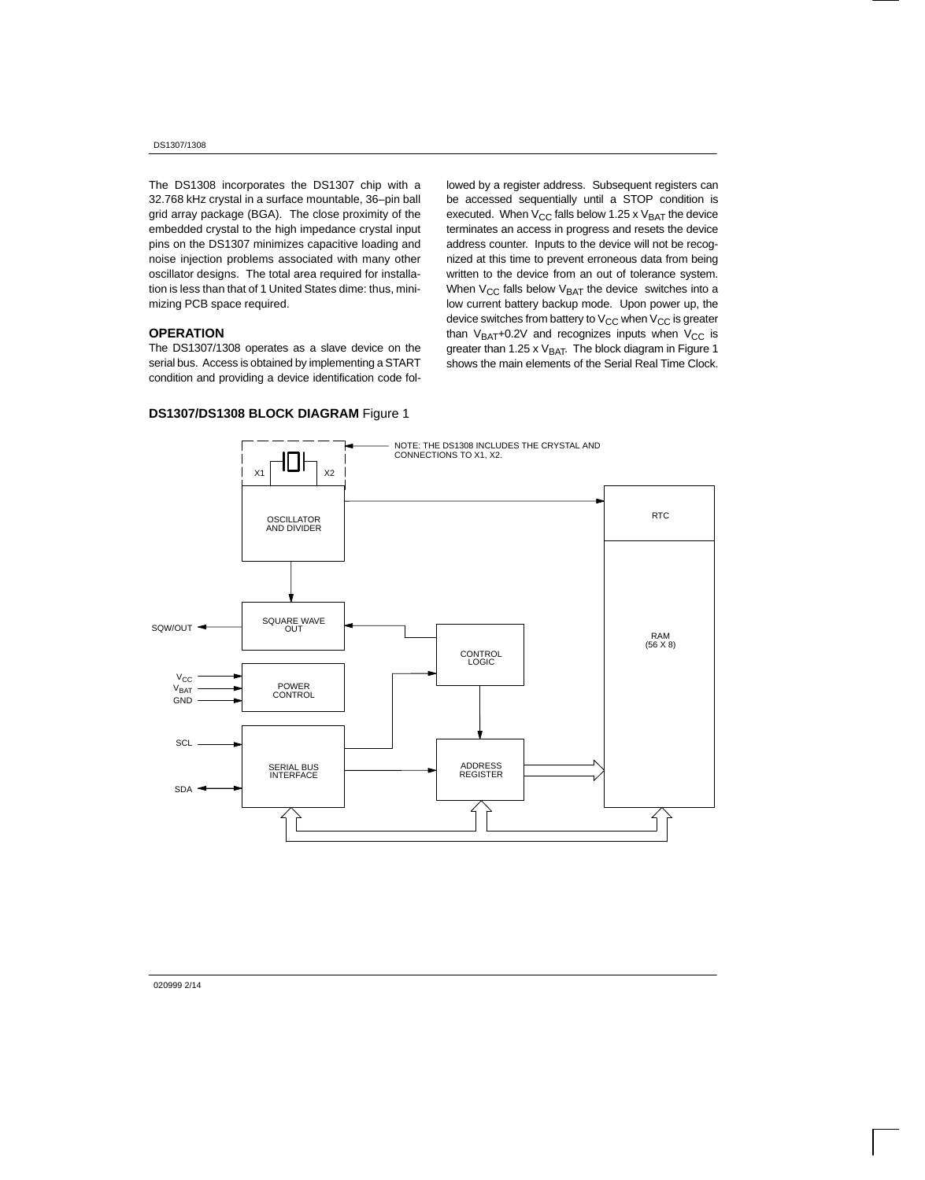The DS1308 incorporates the DS1307 chip with a 32.768 kHz crystal in a surface mountable, 36–pin ball grid array package (BGA). The close proximity of the embedded crystal to the high impedance crystal input pins on the DS1307 minimizes capacitive loading and noise injection problems associated with many other oscillator designs. The total area required for installation is less than that of 1 United States dime: thus, minimizing PCB space required.

## OPERATION

The DS1307/1308 operates as a slave device on the serial bus. Access is obtained by implementing a START condition and providing a device identification code followed by a register address. Subsequent registers can be accessed sequentially until a STOP condition is executed. When $V_{CC}$ falls below 1.25 x $V_{BAT}$ the device terminates an access in progress and resets the device address counter. Inputs to the device will not be recognized at this time to prevent erroneous data from being written to the device from an out of tolerance system. When $V_{CC}$ falls below $V_{BAT}$ the device switches into a low current battery backup mode. Upon power up, the device switches from battery to $V_{CC}$ when $V_{CC}$ is greater than $V_{BAT}$+0.2V and recognizes inputs when $V_{CC}$ is greater than 1.25 x $V_{BAT}$. The block diagram in Figure 1 shows the main elements of the Serial Real Time Clock.

**DS1307/DS1308 BLOCK DIAGRAM** Figure 1

NOTE: THE DS1308 INCLUDES THE CRYSTAL AND CONNECTIONS TO X1, X2.

X1 X2

OSCILLATOR AND DIVIDER

RTC

RAM (56 X 8)

SQW/OUT

SQUARE WAVE OUT

CONTROL LOGIC

$V_{CC}$ $V_{BAT}$ GND

POWER CONTROL

SCL

SDA

SERIAL BUS INTERFACE

ADDRESS REGISTER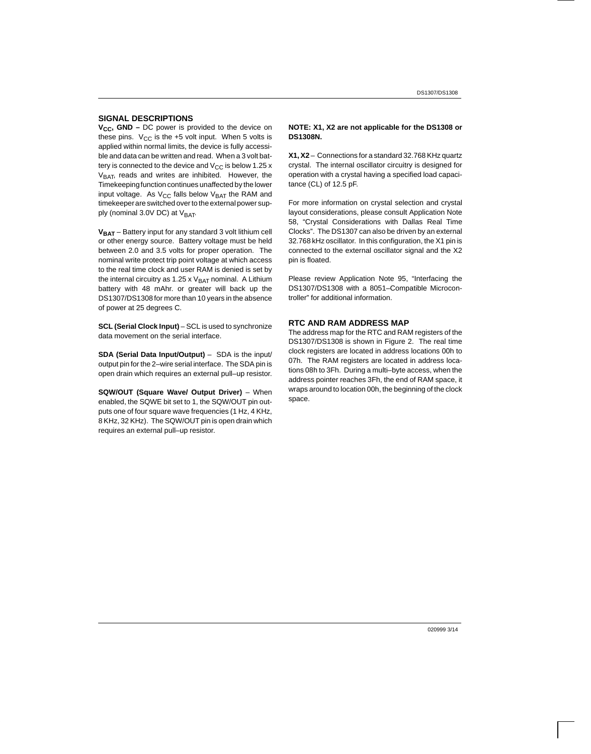## SIGNAL DESCRIPTIONS

**$V_{CC}$, GND –** DC power is provided to the device on these pins. $V_{CC}$ is the +5 volt input. When 5 volts is applied within normal limits, the device is fully accessible and data can be written and read. When a 3 volt battery is connected to the device and $V_{CC}$ is below 1.25 x $V_{BAT}$, reads and writes are inhibited. However, the Timekeeping function continues unaffected by the lower input voltage. As $V_{CC}$ falls below $V_{BAT}$ the RAM and timekeeper are switched over to the external power supply (nominal 3.0V DC) at $V_{BAT}$.

**$V_{BAT}$** – Battery input for any standard 3 volt lithium cell or other energy source. Battery voltage must be held between 2.0 and 3.5 volts for proper operation. The nominal write protect trip point voltage at which access to the real time clock and user RAM is denied is set by the internal circuitry as 1.25 x $V_{BAT}$ nominal. A Lithium battery with 48 mAhr. or greater will back up the DS1307/DS1308 for more than 10 years in the absence of power at 25 degrees C.

**SCL (Serial Clock Input)** – SCL is used to synchronize data movement on the serial interface.

**SDA (Serial Data Input/Output)** – SDA is the input/output pin for the 2–wire serial interface. The SDA pin is open drain which requires an external pull–up resistor.

**SQW/OUT (Square Wave/ Output Driver)** – When enabled, the SQWE bit set to 1, the SQW/OUT pin outputs one of four square wave frequencies (1 Hz, 4 KHz, 8 KHz, 32 KHz). The SQW/OUT pin is open drain which requires an external pull–up resistor.

**NOTE: X1, X2 are not applicable for the DS1308 or DS1308N.**

**X1, X2** – Connections for a standard 32.768 KHz quartz crystal. The internal oscillator circuitry is designed for operation with a crystal having a specified load capacitance (CL) of 12.5 pF.

For more information on crystal selection and crystal layout considerations, please consult Application Note 58, "Crystal Considerations with Dallas Real Time Clocks". The DS1307 can also be driven by an external 32.768 kHz oscillator. In this configuration, the X1 pin is connected to the external oscillator signal and the X2 pin is floated.

Please review Application Note 95, "Interfacing the DS1307/DS1308 with a 8051–Compatible Microcontroller" for additional information.

## RTC AND RAM ADDRESS MAP

The address map for the RTC and RAM registers of the DS1307/DS1308 is shown in Figure 2. The real time clock registers are located in address locations 00h to 07h. The RAM registers are located in address locations 08h to 3Fh. During a multi–byte access, when the address pointer reaches 3Fh, the end of RAM space, it wraps around to location 00h, the beginning of the clock space.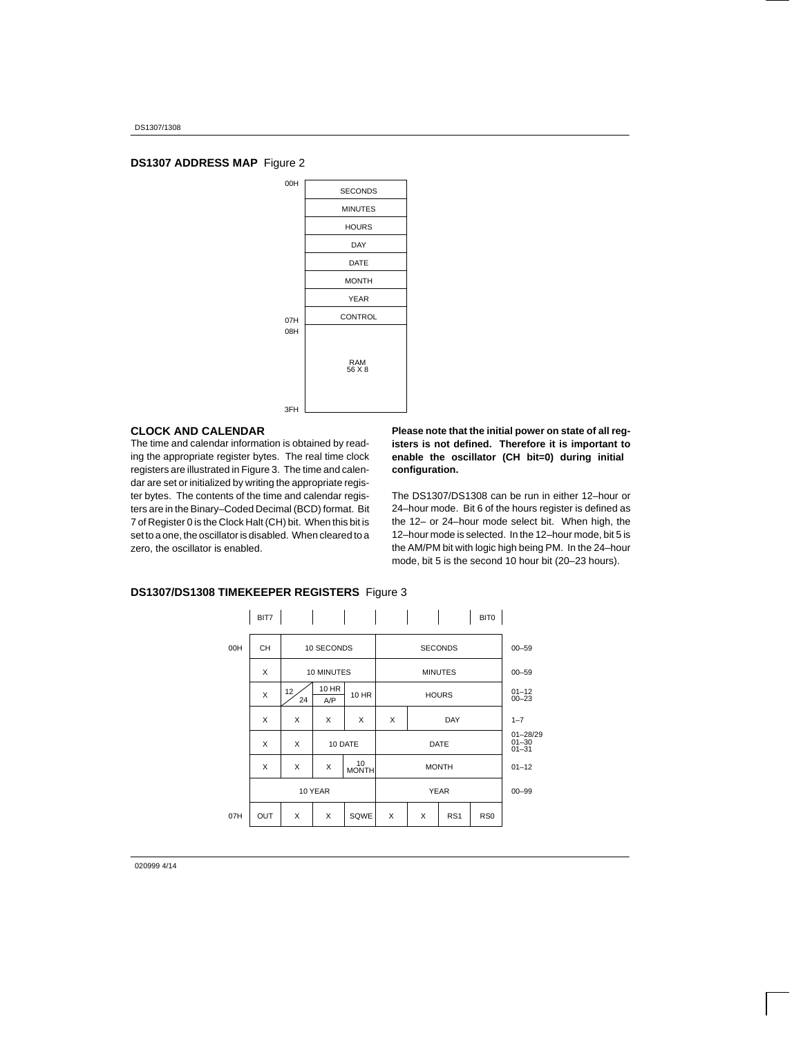## DS1307 ADDRESS MAP Figure 2

| Address | Register |
|---|---|
| 00H | SECONDS |
| | MINUTES |
| | HOURS |
| | DAY |
| | DATE |
| | MONTH |
| | YEAR |
| 07H | CONTROL |
| 08H–3FH | RAM 56 X 8 |

## CLOCK AND CALENDAR

The time and calendar information is obtained by reading the appropriate register bytes. The real time clock registers are illustrated in Figure 3. The time and calendar are set or initialized by writing the appropriate register bytes. The contents of the time and calendar registers are in the Binary–Coded Decimal (BCD) format. Bit 7 of Register 0 is the Clock Halt (CH) bit. When this bit is set to a one, the oscillator is disabled. When cleared to a zero, the oscillator is enabled.

**Please note that the initial power on state of all registers is not defined. Therefore it is important to enable the oscillator (CH bit=0) during initial configuration.**

The DS1307/DS1308 can be run in either 12–hour or 24–hour mode. Bit 6 of the hours register is defined as the 12– or 24–hour mode select bit. When high, the 12–hour mode is selected. In the 12–hour mode, bit 5 is the AM/PM bit with logic high being PM. In the 24–hour mode, bit 5 is the second 10 hour bit (20–23 hours).

## DS1307/DS1308 TIMEKEEPER REGISTERS Figure 3

| Address | BIT7 | | | | | | | BIT0 | Range |
|---|---|---|---|---|---|---|---|---|---|
| 00H | CH | 10 SECONDS | | | SECONDS | | | | 00–59 |
| | X | 10 MINUTES | | | MINUTES | | | | 00–59 |
| | X | 12/24 | 10 HR A/P | 10 HR | HOURS | | | | 01–12 00–23 |
| | X | X | X | X | X | DAY | | | 1–7 |
| | X | X | 10 DATE | | DATE | | | | 01–28/29 01–30 01–31 |
| | X | X | X | 10 MONTH | MONTH | | | | 01–12 |
| | 10 YEAR | | | | YEAR | | | | 00–99 |
| 07H | OUT | X | X | SQWE | X | X | RS1 | RS0 | |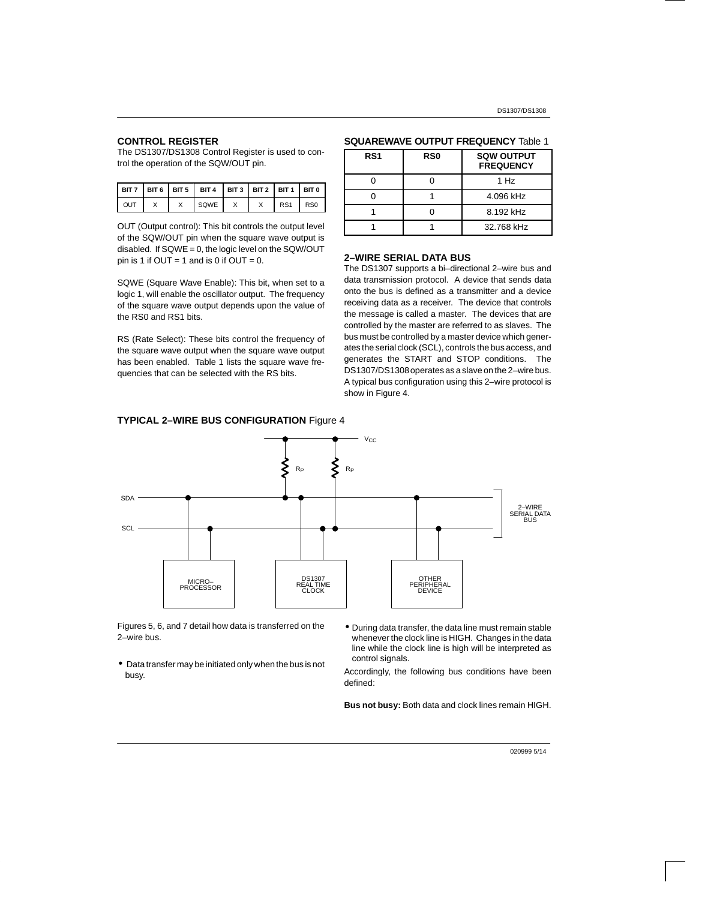## CONTROL REGISTER

The DS1307/DS1308 Control Register is used to control the operation of the SQW/OUT pin.

| BIT 7 | BIT 6 | BIT 5 | BIT 4 | BIT 3 | BIT 2 | BIT 1 | BIT 0 |
|---|---|---|---|---|---|---|---|
| OUT | X | X | SQWE | X | X | RS1 | RS0 |

OUT (Output control): This bit controls the output level of the SQW/OUT pin when the square wave output is disabled. If SQWE = 0, the logic level on the SQW/OUT pin is 1 if OUT = 1 and is 0 if OUT = 0.

SQWE (Square Wave Enable): This bit, when set to a logic 1, will enable the oscillator output. The frequency of the square wave output depends upon the value of the RS0 and RS1 bits.

RS (Rate Select): These bits control the frequency of the square wave output when the square wave output has been enabled. Table 1 lists the square wave frequencies that can be selected with the RS bits.

## SQUAREWAVE OUTPUT FREQUENCY Table 1

| RS1 | RS0 | SQW OUTPUT FREQUENCY |
|---|---|---|
| 0 | 0 | 1 Hz |
| 0 | 1 | 4.096 kHz |
| 1 | 0 | 8.192 kHz |
| 1 | 1 | 32.768 kHz |

## 2–WIRE SERIAL DATA BUS

The DS1307 supports a bi–directional 2–wire bus and data transmission protocol. A device that sends data onto the bus is defined as a transmitter and a device receiving data as a receiver. The device that controls the message is called a master. The devices that are controlled by the master are referred to as slaves. The bus must be controlled by a master device which generates the serial clock (SCL), controls the bus access, and generates the START and STOP conditions. The DS1307/DS1308 operates as a slave on the 2–wire bus. A typical bus configuration using this 2–wire protocol is show in Figure 4.

## TYPICAL 2–WIRE BUS CONFIGURATION Figure 4

Figures 5, 6, and 7 detail how data is transferred on the 2–wire bus.

- Data transfer may be initiated only when the bus is not busy.
- During data transfer, the data line must remain stable whenever the clock line is HIGH. Changes in the data line while the clock line is high will be interpreted as control signals.

Accordingly, the following bus conditions have been defined:

**Bus not busy:** Both data and clock lines remain HIGH.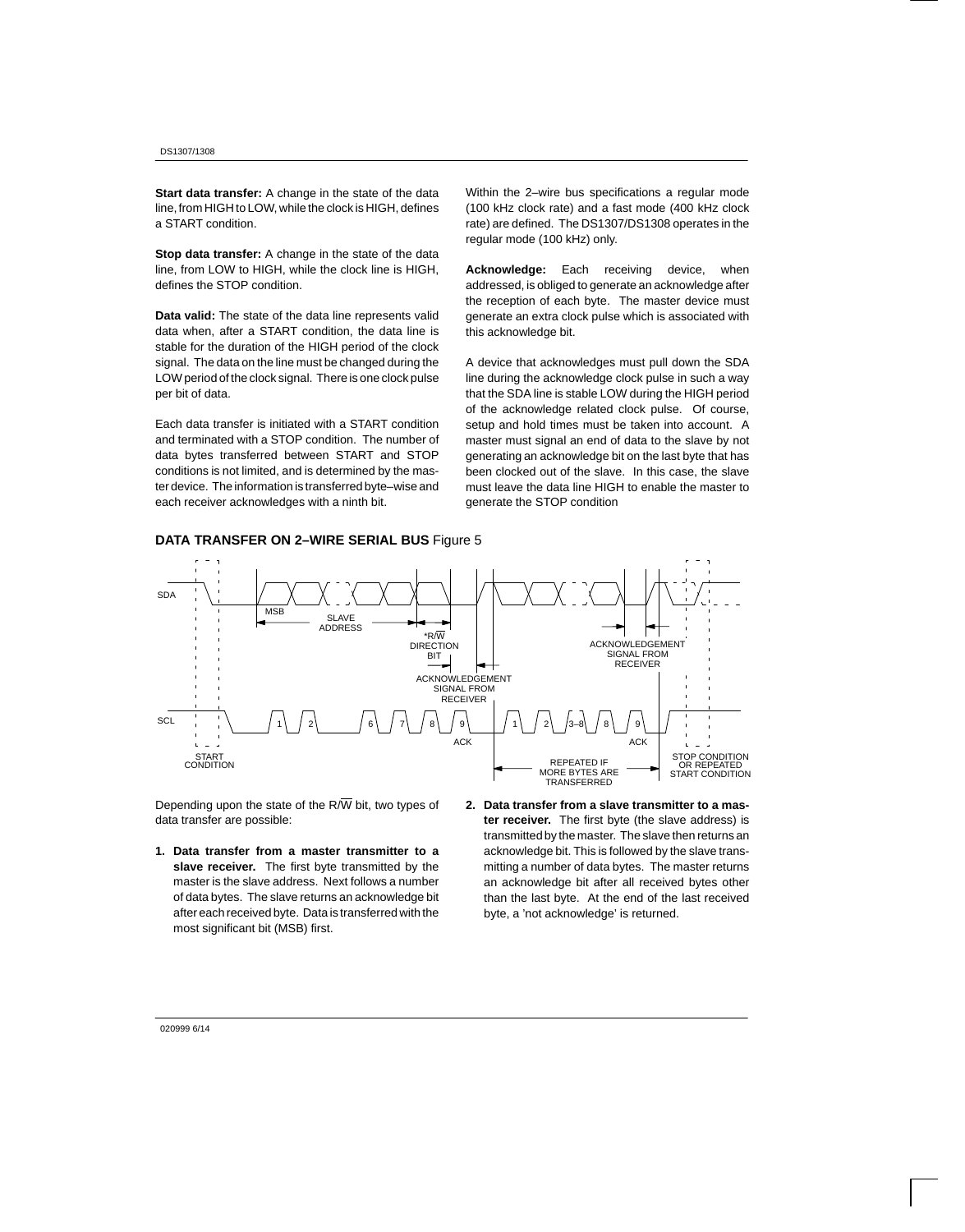**Start data transfer:** A change in the state of the data line, from HIGH to LOW, while the clock is HIGH, defines a START condition.

**Stop data transfer:** A change in the state of the data line, from LOW to HIGH, while the clock line is HIGH, defines the STOP condition.

**Data valid:** The state of the data line represents valid data when, after a START condition, the data line is stable for the duration of the HIGH period of the clock signal. The data on the line must be changed during the LOW period of the clock signal. There is one clock pulse per bit of data.

Each data transfer is initiated with a START condition and terminated with a STOP condition. The number of data bytes transferred between START and STOP conditions is not limited, and is determined by the master device. The information is transferred byte–wise and each receiver acknowledges with a ninth bit.

Within the 2–wire bus specifications a regular mode (100 kHz clock rate) and a fast mode (400 kHz clock rate) are defined. The DS1307/DS1308 operates in the regular mode (100 kHz) only.

**Acknowledge:** Each receiving device, when addressed, is obliged to generate an acknowledge after the reception of each byte. The master device must generate an extra clock pulse which is associated with this acknowledge bit.

A device that acknowledges must pull down the SDA line during the acknowledge clock pulse in such a way that the SDA line is stable LOW during the HIGH period of the acknowledge related clock pulse. Of course, setup and hold times must be taken into account. A master must signal an end of data to the slave by not generating an acknowledge bit on the last byte that has been clocked out of the slave. In this case, the slave must leave the data line HIGH to enable the master to generate the STOP condition

**DATA TRANSFER ON 2–WIRE SERIAL BUS** Figure 5

Depending upon the state of the R/$\overline{W}$ bit, two types of data transfer are possible:

1. **Data transfer from a master transmitter to a slave receiver.** The first byte transmitted by the master is the slave address. Next follows a number of data bytes. The slave returns an acknowledge bit after each received byte. Data is transferred with the most significant bit (MSB) first.

2. **Data transfer from a slave transmitter to a master receiver.** The first byte (the slave address) is transmitted by the master. The slave then returns an acknowledge bit. This is followed by the slave transmitting a number of data bytes. The master returns an acknowledge bit after all received bytes other than the last byte. At the end of the last received byte, a 'not acknowledge' is returned.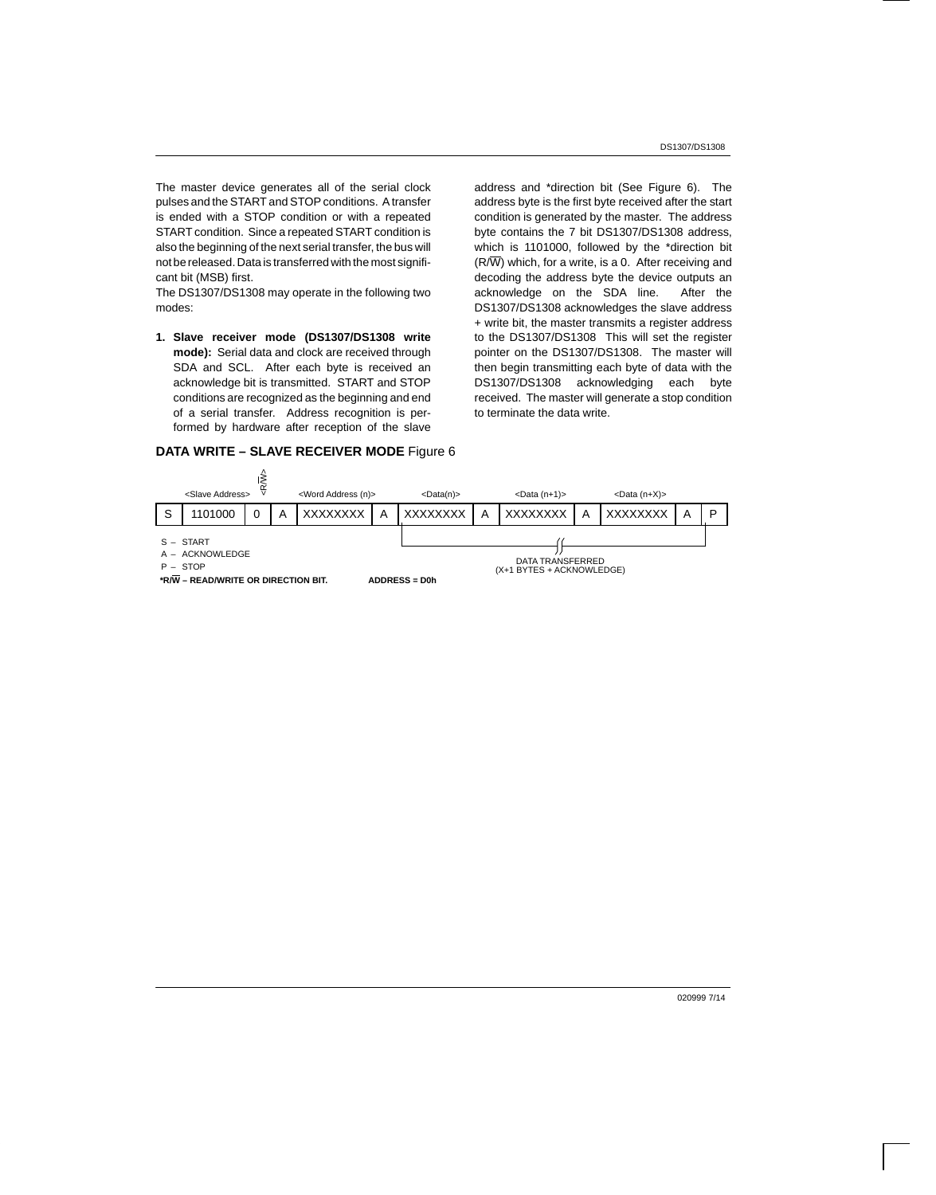The master device generates all of the serial clock pulses and the START and STOP conditions. A transfer is ended with a STOP condition or with a repeated START condition. Since a repeated START condition is also the beginning of the next serial transfer, the bus will not be released. Data is transferred with the most significant bit (MSB) first.

The DS1307/DS1308 may operate in the following two modes:

1. **Slave receiver mode (DS1307/DS1308 write mode):** Serial data and clock are received through SDA and SCL. After each byte is received an acknowledge bit is transmitted. START and STOP conditions are recognized as the beginning and end of a serial transfer. Address recognition is performed by hardware after reception of the slave address and *direction bit (See Figure 6). The address byte is the first byte received after the start condition is generated by the master. The address byte contains the 7 bit DS1307/DS1308 address, which is 1101000, followed by the *direction bit (R/$\overline{W}$) which, for a write, is a 0. After receiving and decoding the address byte the device outputs an acknowledge on the SDA line. After the DS1307/DS1308 acknowledges the slave address + write bit, the master transmits a register address to the DS1307/DS1308 This will set the register pointer on the DS1307/DS1308. The master will then begin transmitting each byte of data with the DS1307/DS1308 acknowledging each byte received. The master will generate a stop condition to terminate the data write.

**DATA WRITE – SLAVE RECEIVER MODE** Figure 6

| | <Slave Address> | <R/$\overline{W}$> | | <Word Address (n)> | | <Data(n)> | | <Data (n+1)> | | <Data (n+X)> | | |
|---|---|---|---|---|---|---|---|---|---|---|---|---|
| S | 1101000 | 0 | A | XXXXXXXX | A | XXXXXXXX | A | XXXXXXXX | A | XXXXXXXX | A | P |

DATA TRANSFERRED (X+1 BYTES + ACKNOWLEDGE)

S – START
A – ACKNOWLEDGE
P – STOP

***R/$\overline{W}$ – READ/WRITE OR DIRECTION BIT.** **ADDRESS = D0h**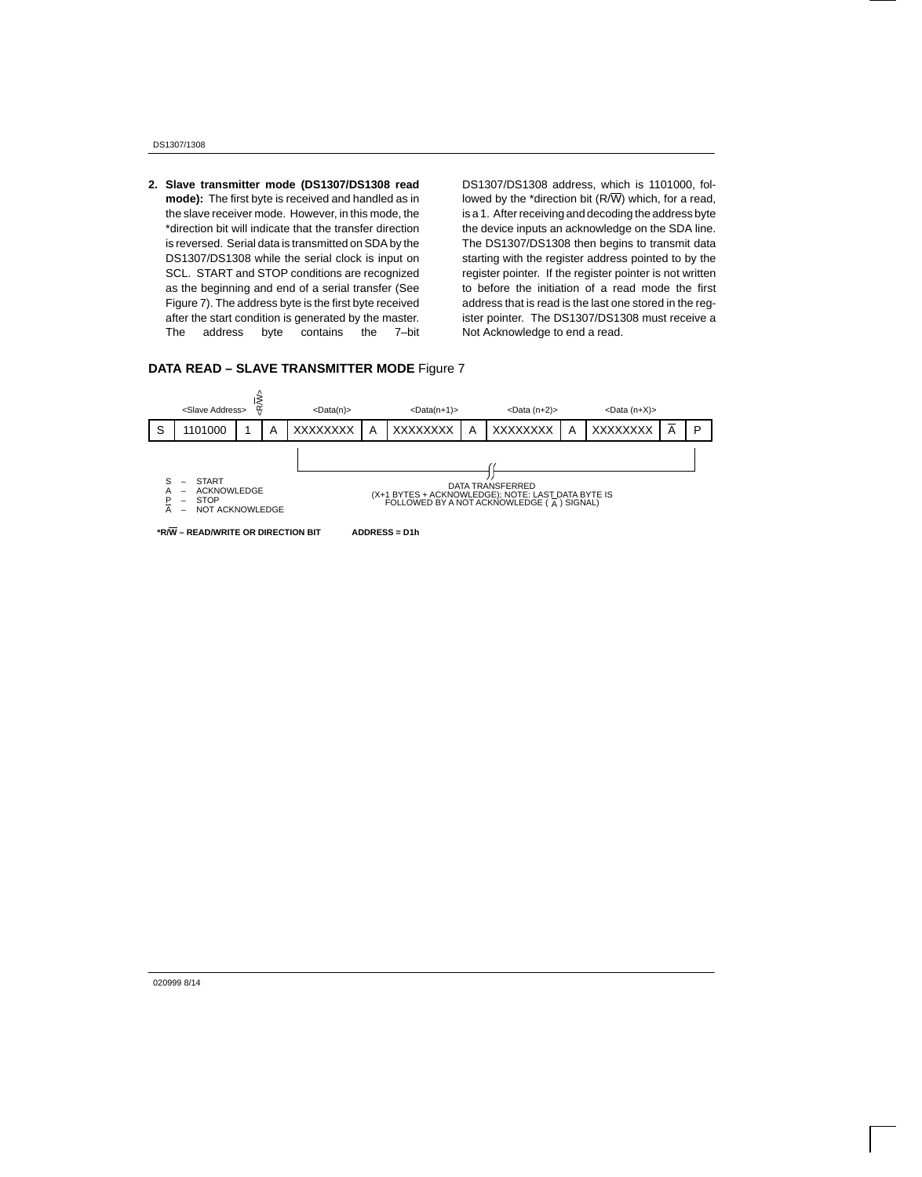2. **Slave transmitter mode (DS1307/DS1308 read mode):** The first byte is received and handled as in the slave receiver mode. However, in this mode, the *direction bit will indicate that the transfer direction is reversed. Serial data is transmitted on SDA by the DS1307/DS1308 while the serial clock is input on SCL. START and STOP conditions are recognized as the beginning and end of a serial transfer (See Figure 7). The address byte is the first byte received after the start condition is generated by the master. The address byte contains the 7–bit DS1307/DS1308 address, which is 1101000, followed by the *direction bit ($R/\overline{W}$) which, for a read, is a 1. After receiving and decoding the address byte the device inputs an acknowledge on the SDA line. The DS1307/DS1308 then begins to transmit data starting with the register address pointed to by the register pointer. If the register pointer is not written to before the initiation of a read mode the first address that is read is the last one stored in the register pointer. The DS1307/DS1308 must receive a Not Acknowledge to end a read.

### DATA READ – SLAVE TRANSMITTER MODE Figure 7

| | <Slave Address> | <$R/\overline{W}$> | | <Data(n)> | | <Data(n+1)> | | <Data (n+2)> | | <Data (n+X)> | | |
|---|---|---|---|---|---|---|---|---|---|---|---|---|
| S | 1101000 | 1 | A | XXXXXXXX | A | XXXXXXXX | A | XXXXXXXX | A | XXXXXXXX | $\overline{A}$ | P |

DATA TRANSFERRED
(X+1 BYTES + ACKNOWLEDGE); NOTE: LAST DATA BYTE IS FOLLOWED BY A NOT ACKNOWLEDGE ($\overline{A}$) SIGNAL)

S – START
A – ACKNOWLEDGE
P – STOP
$\overline{A}$ – NOT ACKNOWLEDGE

**$^*R/\overline{W}$ – READ/WRITE OR DIRECTION BIT** **ADDRESS = D1h**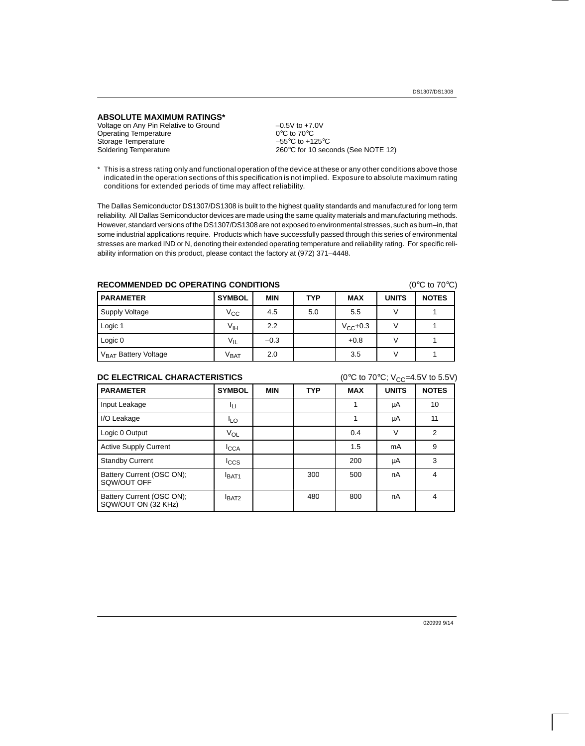## ABSOLUTE MAXIMUM RATINGS*

| | |
|---|---|
| Voltage on Any Pin Relative to Ground | –0.5V to +7.0V |
| Operating Temperature | 0°C to 70°C |
| Storage Temperature | –55°C to +125°C |
| Soldering Temperature | 260°C for 10 seconds (See NOTE 12) |

\* This is a stress rating only and functional operation of the device at these or any other conditions above those indicated in the operation sections of this specification is not implied. Exposure to absolute maximum rating conditions for extended periods of time may affect reliability.

The Dallas Semiconductor DS1307/DS1308 is built to the highest quality standards and manufactured for long term reliability. All Dallas Semiconductor devices are made using the same quality materials and manufacturing methods. However, standard versions of the DS1307/DS1308 are not exposed to environmental stresses, such as burn–in, that some industrial applications require. Products which have successfully passed through this series of environmental stresses are marked IND or N, denoting their extended operating temperature and reliability rating. For specific reliability information on this product, please contact the factory at (972) 371–4448.

## RECOMMENDED DC OPERATING CONDITIONS

(0°C to 70°C)

| PARAMETER | SYMBOL | MIN | TYP | MAX | UNITS | NOTES |
|---|---|---|---|---|---|---|
| Supply Voltage | $V_{CC}$ | 4.5 | 5.0 | 5.5 | V | 1 |
| Logic 1 | $V_{IH}$ | 2.2 | | $V_{CC}$+0.3 | V | 1 |
| Logic 0 | $V_{IL}$ | –0.3 | | +0.8 | V | 1 |
| $V_{BAT}$ Battery Voltage | $V_{BAT}$ | 2.0 | | 3.5 | V | 1 |

## DC ELECTRICAL CHARACTERISTICS

(0°C to 70°C; $V_{CC}$=4.5V to 5.5V)

| PARAMETER | SYMBOL | MIN | TYP | MAX | UNITS | NOTES |
|---|---|---|---|---|---|---|
| Input Leakage | $I_{LI}$ | | | 1 | μA | 10 |
| I/O Leakage | $I_{LO}$ | | | 1 | μA | 11 |
| Logic 0 Output | $V_{OL}$ | | | 0.4 | V | 2 |
| Active Supply Current | $I_{CCA}$ | | | 1.5 | mA | 9 |
| Standby Current | $I_{CCS}$ | | | 200 | μA | 3 |
| Battery Current (OSC ON); SQW/OUT OFF | $I_{BAT1}$ | | 300 | 500 | nA | 4 |
| Battery Current (OSC ON); SQW/OUT ON (32 KHz) | $I_{BAT2}$ | | 480 | 800 | nA | 4 |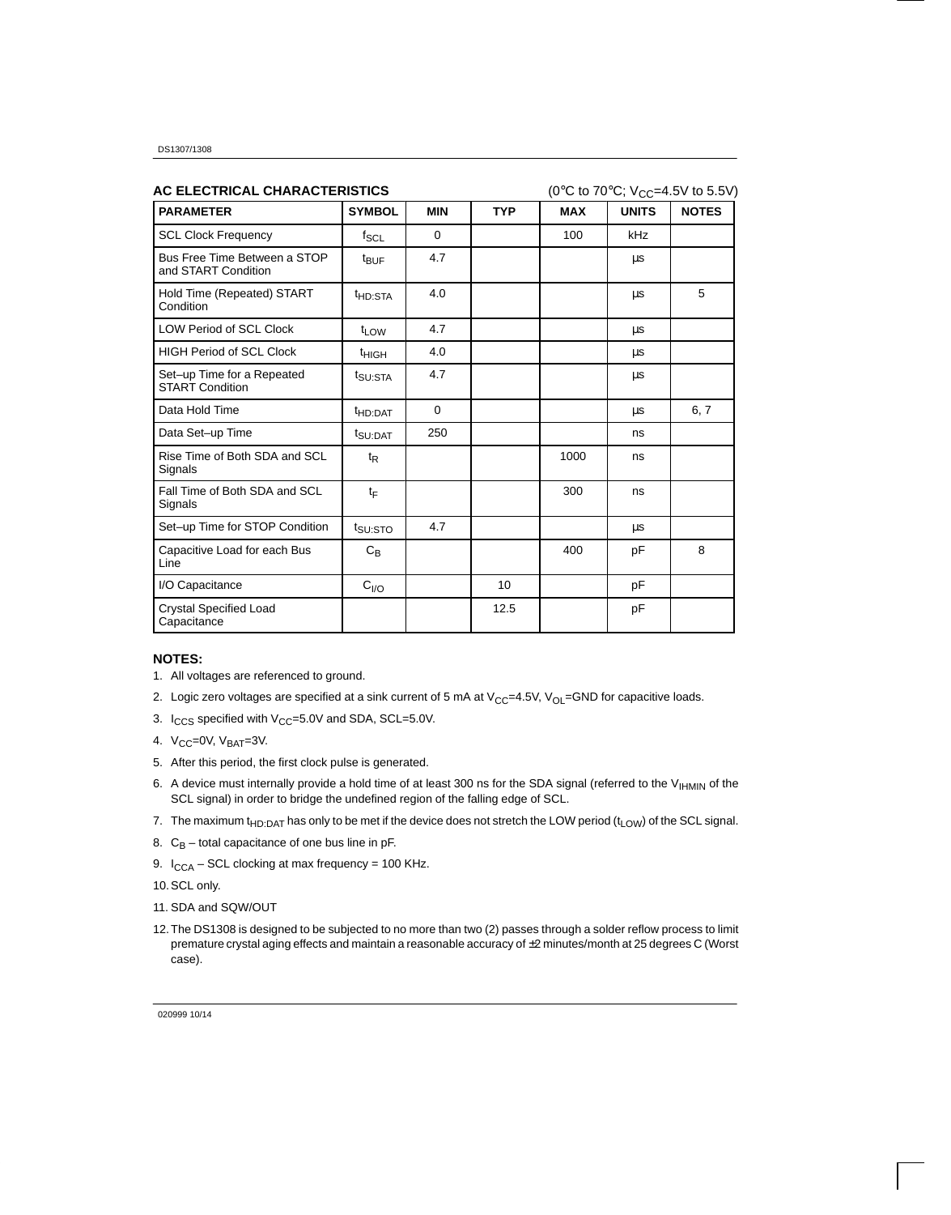## AC ELECTRICAL CHARACTERISTICS

(0°C to 70°C; $V_{CC}$=4.5V to 5.5V)

| PARAMETER | SYMBOL | MIN | TYP | MAX | UNITS | NOTES |
|---|---|---|---|---|---|---|
| SCL Clock Frequency | $f_{SCL}$ | 0 | | 100 | kHz | |
| Bus Free Time Between a STOP and START Condition | $t_{BUF}$ | 4.7 | | | µs | |
| Hold Time (Repeated) START Condition | $t_{HD:STA}$ | 4.0 | | | µs | 5 |
| LOW Period of SCL Clock | $t_{LOW}$ | 4.7 | | | µs | |
| HIGH Period of SCL Clock | $t_{HIGH}$ | 4.0 | | | µs | |
| Set–up Time for a Repeated START Condition | $t_{SU:STA}$ | 4.7 | | | µs | |
| Data Hold Time | $t_{HD:DAT}$ | 0 | | | µs | 6, 7 |
| Data Set–up Time | $t_{SU:DAT}$ | 250 | | | ns | |
| Rise Time of Both SDA and SCL Signals | $t_R$ | | | 1000 | ns | |
| Fall Time of Both SDA and SCL Signals | $t_F$ | | | 300 | ns | |
| Set–up Time for STOP Condition | $t_{SU:STO}$ | 4.7 | | | µs | |
| Capacitive Load for each Bus Line | $C_B$ | | | 400 | pF | 8 |
| I/O Capacitance | $C_{I/O}$ | | 10 | | pF | |
| Crystal Specified Load Capacitance | | | 12.5 | | pF | |

**NOTES:**

1. All voltages are referenced to ground.
2. Logic zero voltages are specified at a sink current of 5 mA at $V_{CC}$=4.5V, $V_{OL}$=GND for capacitive loads.
3. $I_{CCS}$ specified with $V_{CC}$=5.0V and SDA, SCL=5.0V.
4. $V_{CC}$=0V, $V_{BAT}$=3V.
5. After this period, the first clock pulse is generated.
6. A device must internally provide a hold time of at least 300 ns for the SDA signal (referred to the $V_{IHMIN}$ of the SCL signal) in order to bridge the undefined region of the falling edge of SCL.
7. The maximum $t_{HD:DAT}$ has only to be met if the device does not stretch the LOW period ($t_{LOW}$) of the SCL signal.
8. $C_B$ – total capacitance of one bus line in pF.
9. $I_{CCA}$ – SCL clocking at max frequency = 100 KHz.
10. SCL only.
11. SDA and SQW/OUT
12. The DS1308 is designed to be subjected to no more than two (2) passes through a solder reflow process to limit premature crystal aging effects and maintain a reasonable accuracy of ±2 minutes/month at 25 degrees C (Worst case).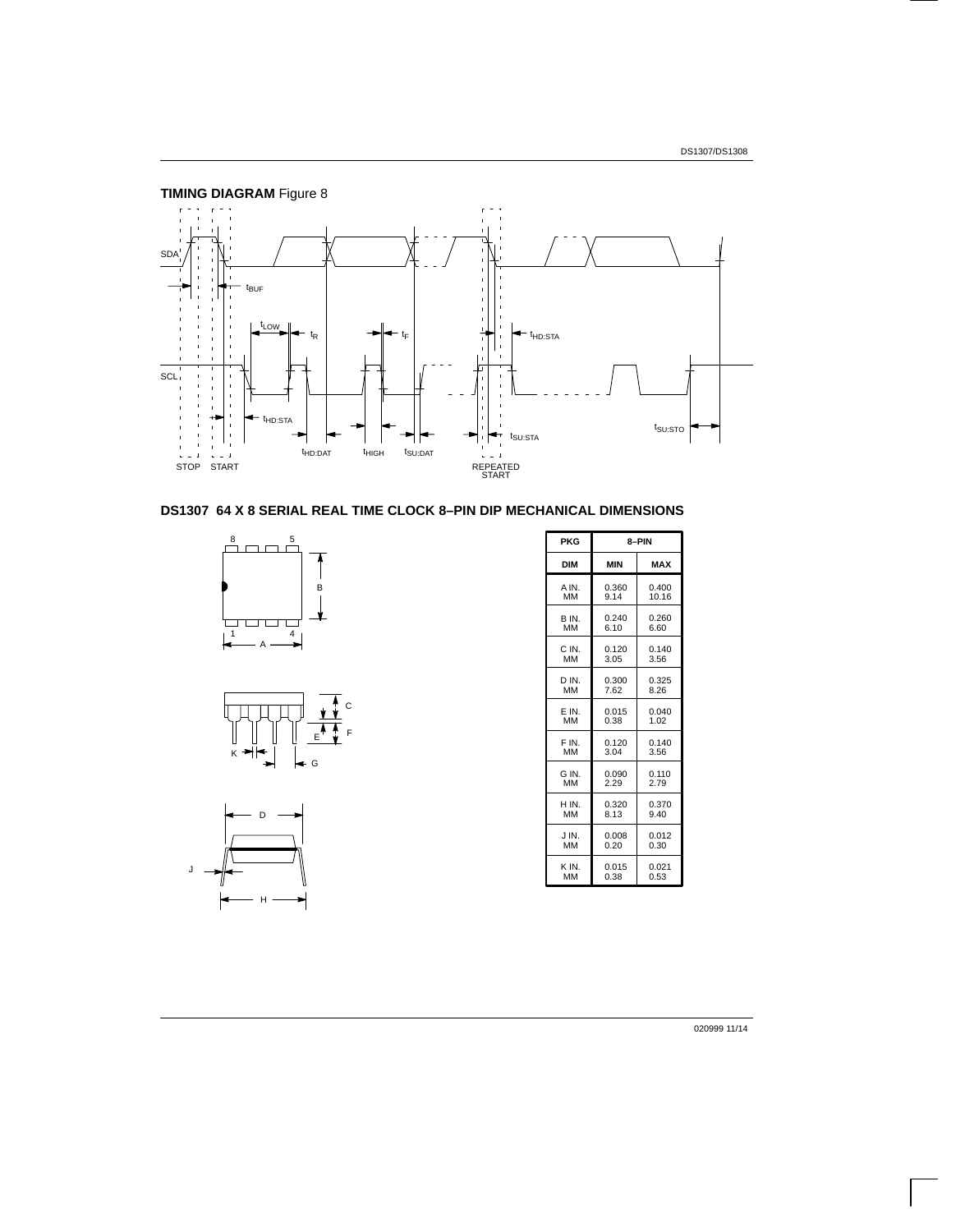**TIMING DIAGRAM** Figure 8

## DS1307 64 X 8 SERIAL REAL TIME CLOCK 8–PIN DIP MECHANICAL DIMENSIONS

| PKG | 8–PIN | |
|---|---|---|
| DIM | MIN | MAX |
| A IN. MM | 0.360 9.14 | 0.400 10.16 |
| B IN. MM | 0.240 6.10 | 0.260 6.60 |
| C IN. MM | 0.120 3.05 | 0.140 3.56 |
| D IN. MM | 0.300 7.62 | 0.325 8.26 |
| E IN. MM | 0.015 0.38 | 0.040 1.02 |
| F IN. MM | 0.120 3.04 | 0.140 3.56 |
| G IN. MM | 0.090 2.29 | 0.110 2.79 |
| H IN. MM | 0.320 8.13 | 0.370 9.40 |
| J IN. MM | 0.008 0.20 | 0.012 0.30 |
| K IN. MM | 0.015 0.38 | 0.021 0.53 |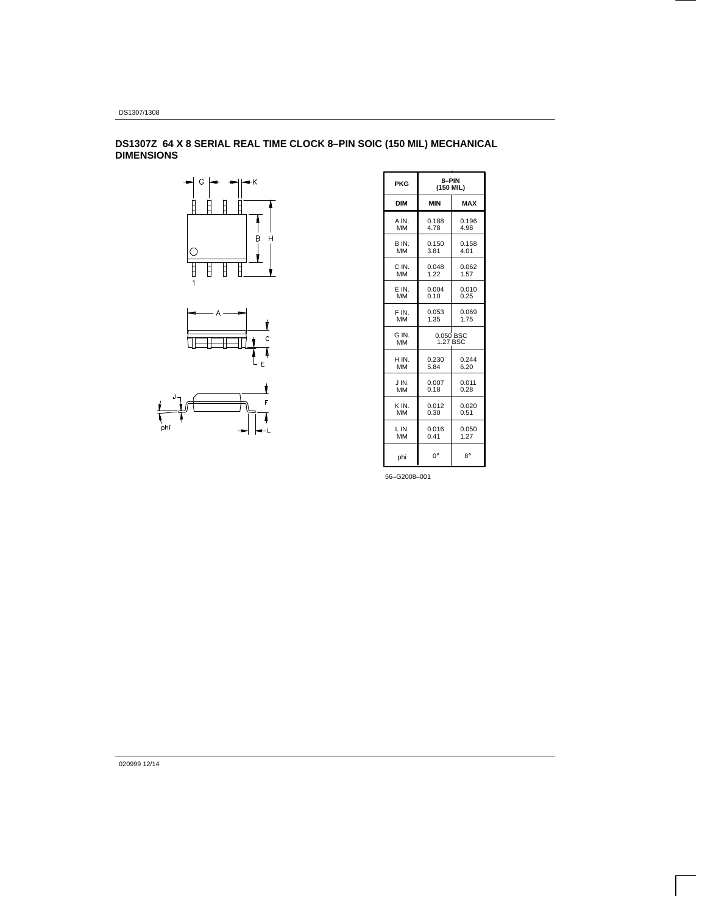## DS1307Z 64 X 8 SERIAL REAL TIME CLOCK 8–PIN SOIC (150 MIL) MECHANICAL DIMENSIONS

| PKG | 8–PIN (150 MIL) | |
|---|---|---|
| DIM | MIN | MAX |
| A IN. MM | 0.188 4.78 | 0.196 4.98 |
| B IN. MM | 0.150 3.81 | 0.158 4.01 |
| C IN. MM | 0.048 1.22 | 0.062 1.57 |
| E IN. MM | 0.004 0.10 | 0.010 0.25 |
| F IN. MM | 0.053 1.35 | 0.069 1.75 |
| G IN. MM | 0.050 BSC 1.27 BSC | |
| H IN. MM | 0.230 5.84 | 0.244 6.20 |
| J IN. MM | 0.007 0.18 | 0.011 0.28 |
| K IN. MM | 0.012 0.30 | 0.020 0.51 |
| L IN. MM | 0.016 0.41 | 0.050 1.27 |
| phi | 0° | 8° |

56–G2008–001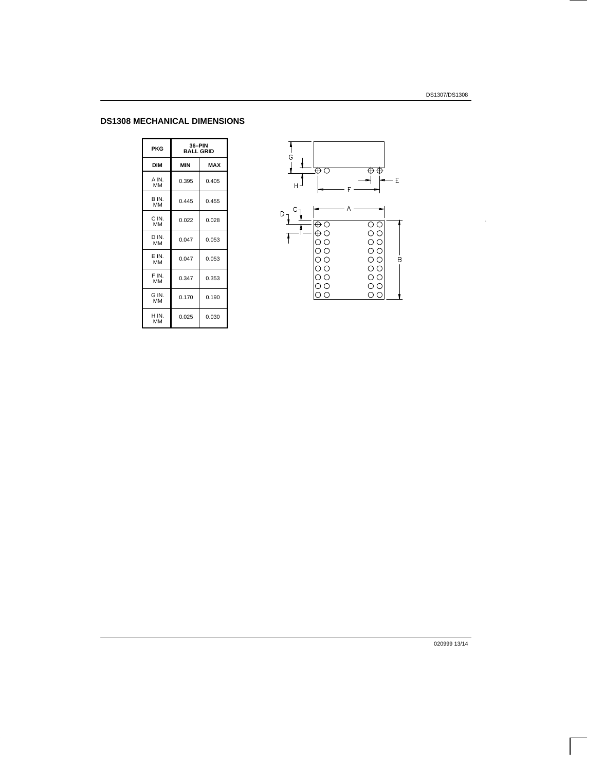## DS1308 MECHANICAL DIMENSIONS

| PKG | 36–PIN BALL GRID | |
|---|---|---|
| DIM | MIN | MAX |
| A IN. MM | 0.395 | 0.405 |
| B IN. MM | 0.445 | 0.455 |
| C IN. MM | 0.022 | 0.028 |
| D IN. MM | 0.047 | 0.053 |
| E IN. MM | 0.047 | 0.053 |
| F IN. MM | 0.347 | 0.353 |
| G IN. MM | 0.170 | 0.190 |
| H IN. MM | 0.025 | 0.030 |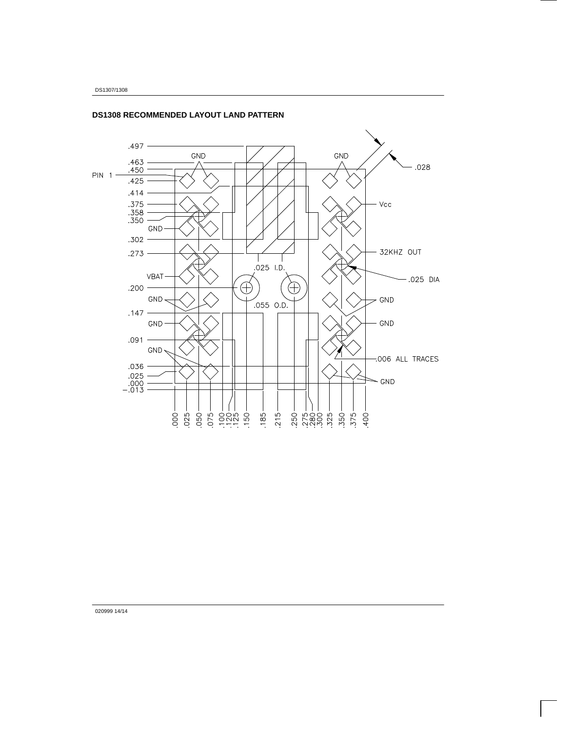## DS1308 RECOMMENDED LAYOUT LAND PATTERN

.497

.463

.450

PIN 1

.425

.414

.375

.358

.350

GND

.302

.273

VBAT

.200

GND

.147

GND

.091

GND

.036

.025

.000

–.013

GND

GND

.028

Vcc

32KHZ OUT

.025 I.D.

.025 DIA

GND

.055 O.D.

GND

.006 ALL TRACES

GND

.000 .025 .050 .075 .100 .120 .125 .150 .185 .215 .250 .275 .280 .300 .325 .350 .375 .400